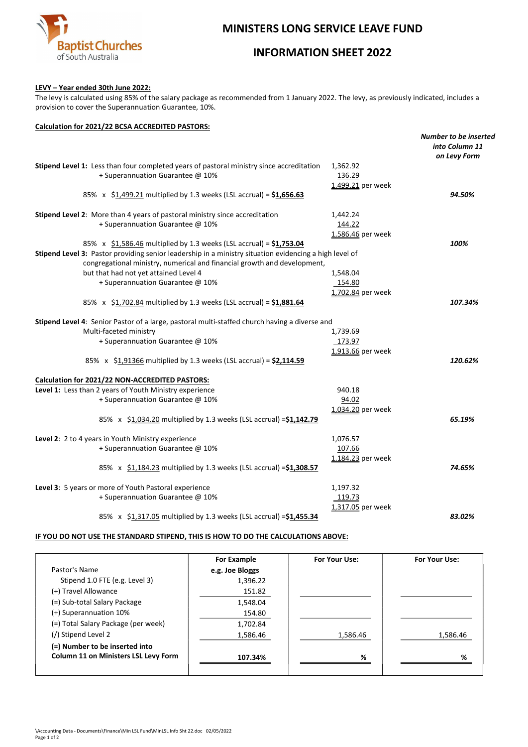Baptist Churches of South Australia

# MINISTERS LONG SERVICE LEAVE FUND

# INFORMATION SHEET 2022

**LEVY – Year ended 30th June 2022:**

The levy is calculated using 85% of the salary package as recommended from 1 January 2022. The levy, as previously indicated, includes a provision to cover the Superannuation Guarantee, 10%.

**Calculation for 2021/22 BCSA ACCREDITED PASTORS:**

| | | *Number to be inserted into Column 11 on Levy Form* |
|---|---|---|
| **Stipend Level 1:** Less than four completed years of pastoral ministry since accreditation | 1,362.92 | |
| + Superannuation Guarantee @ 10% | 136.29 | |
| | 1,499.21 per week | |
| 85% x $1,499.21 multiplied by 1.3 weeks (LSL accrual) = **$1,656.63** | | ***94.50%*** |
| **Stipend Level 2:** More than 4 years of pastoral ministry since accreditation | 1,442.24 | |
| + Superannuation Guarantee @ 10% | 144.22 | |
| | 1,586.46 per week | |
| 85% x $1,586.46 multiplied by 1.3 weeks (LSL accrual) = **$1,753.04** | | ***100%*** |
| **Stipend Level 3:** Pastor providing senior leadership in a ministry situation evidencing a high level of congregational ministry, numerical and financial growth and development, but that had not yet attained Level 4 | 1,548.04 | |
| + Superannuation Guarantee @ 10% | 154.80 | |
| | 1,702.84 per week | |
| 85% x $1,702.84 multiplied by 1.3 weeks (LSL accrual) **= $1,881.64** | | ***107.34%*** |
| **Stipend Level 4**: Senior Pastor of a large, pastoral multi-staffed church having a diverse and Multi-faceted ministry | 1,739.69 | |
| + Superannuation Guarantee @ 10% | 173.97 | |
| | 1,913.66 per week | |
| 85% x $1,91366 multiplied by 1.3 weeks (LSL accrual) = **$2,114.59** | | ***120.62%*** |

**Calculation for 2021/22 NON-ACCREDITED PASTORS:**

| | | |
|---|---|---|
| **Level 1:** Less than 2 years of Youth Ministry experience | 940.18 | |
| + Superannuation Guarantee @ 10% | 94.02 | |
| | 1,034.20 per week | |
| 85% x $1,034.20 multiplied by 1.3 weeks (LSL accrual) =**$1,142.79** | | ***65.19%*** |
| **Level 2**: 2 to 4 years in Youth Ministry experience | 1,076.57 | |
| + Superannuation Guarantee @ 10% | 107.66 | |
| | 1,184.23 per week | |
| 85% x $1,184.23 multiplied by 1.3 weeks (LSL accrual) =**$1,308.57** | | ***74.65%*** |
| **Level 3**: 5 years or more of Youth Pastoral experience | 1,197.32 | |
| + Superannuation Guarantee @ 10% | 119.73 | |
| | 1,317.05 per week | |
| 85% x $1,317.05 multiplied by 1.3 weeks (LSL accrual) =**$1,455.34** | | ***83.02%*** |

**IF YOU DO NOT USE THE STANDARD STIPEND, THIS IS HOW TO DO THE CALCULATIONS ABOVE:**

| | **For Example** | **For Your Use:** | **For Your Use:** |
|---|---|---|---|
| Pastor's Name | **e.g. Joe Bloggs** | | |
| Stipend 1.0 FTE (e.g. Level 3) | 1,396.22 | | |
| (+) Travel Allowance | 151.82 | | |
| (=) Sub-total Salary Package | 1,548.04 | | |
| (+) Superannuation 10% | 154.80 | | |
| (=) Total Salary Package (per week) | 1,702.84 | | |
| (/) Stipend Level 2 | 1,586.46 | 1,586.46 | 1,586.46 |
| **(=) Number to be inserted into Column 11 on Ministers LSL Levy Form** | **107.34%** | **%** | **%** |

\Accounting Data - Documents\Finance\Min LSL Fund\MinLSL Info Sht 22.doc 02/05/2022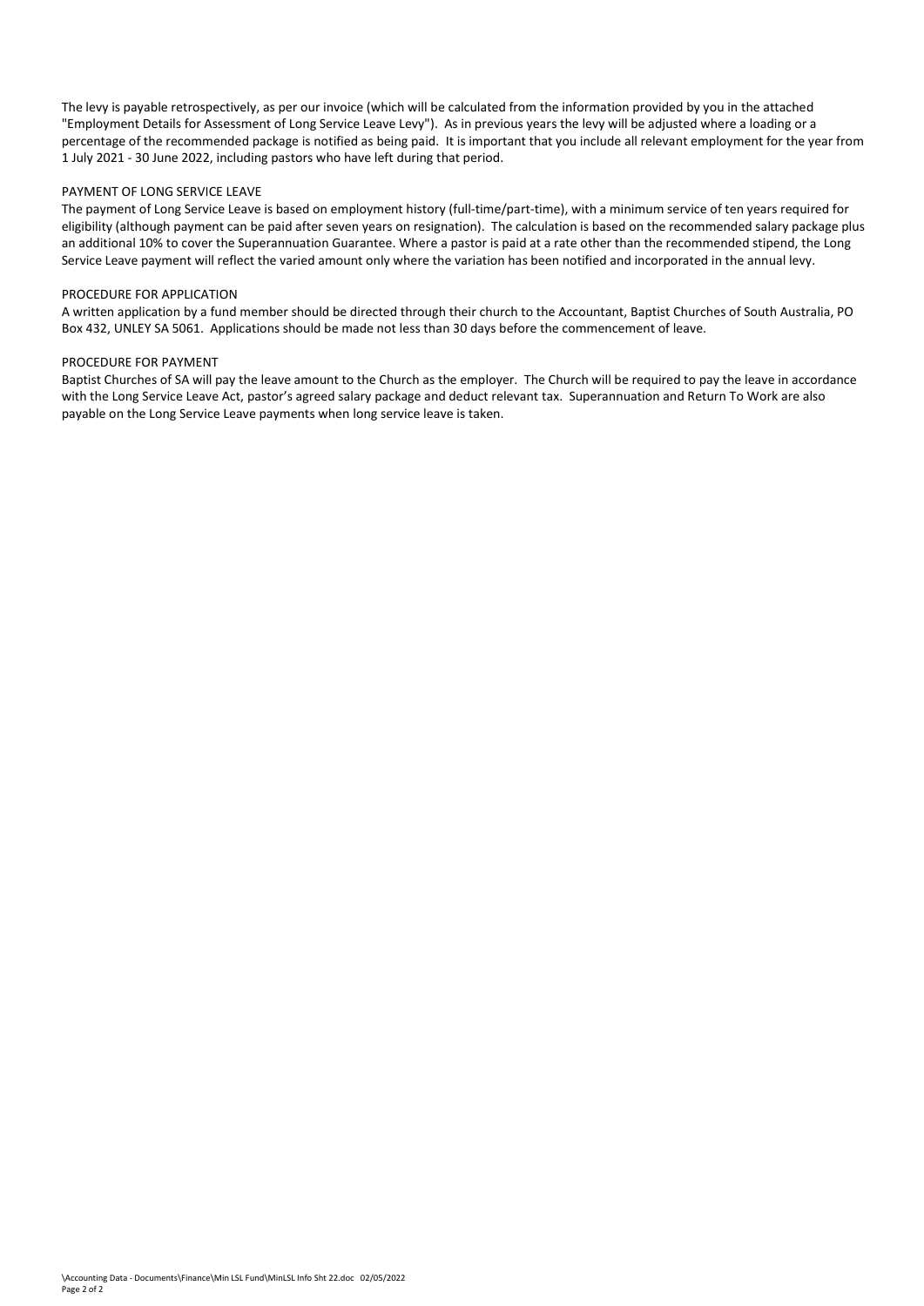The levy is payable retrospectively, as per our invoice (which will be calculated from the information provided by you in the attached "Employment Details for Assessment of Long Service Leave Levy"). As in previous years the levy will be adjusted where a loading or a percentage of the recommended package is notified as being paid. It is important that you include all relevant employment for the year from 1 July 2021 - 30 June 2022, including pastors who have left during that period.

PAYMENT OF LONG SERVICE LEAVE

The payment of Long Service Leave is based on employment history (full-time/part-time), with a minimum service of ten years required for eligibility (although payment can be paid after seven years on resignation). The calculation is based on the recommended salary package plus an additional 10% to cover the Superannuation Guarantee. Where a pastor is paid at a rate other than the recommended stipend, the Long Service Leave payment will reflect the varied amount only where the variation has been notified and incorporated in the annual levy.

PROCEDURE FOR APPLICATION

A written application by a fund member should be directed through their church to the Accountant, Baptist Churches of South Australia, PO Box 432, UNLEY SA 5061. Applications should be made not less than 30 days before the commencement of leave.

PROCEDURE FOR PAYMENT

Baptist Churches of SA will pay the leave amount to the Church as the employer. The Church will be required to pay the leave in accordance with the Long Service Leave Act, pastor's agreed salary package and deduct relevant tax. Superannuation and Return To Work are also payable on the Long Service Leave payments when long service leave is taken.